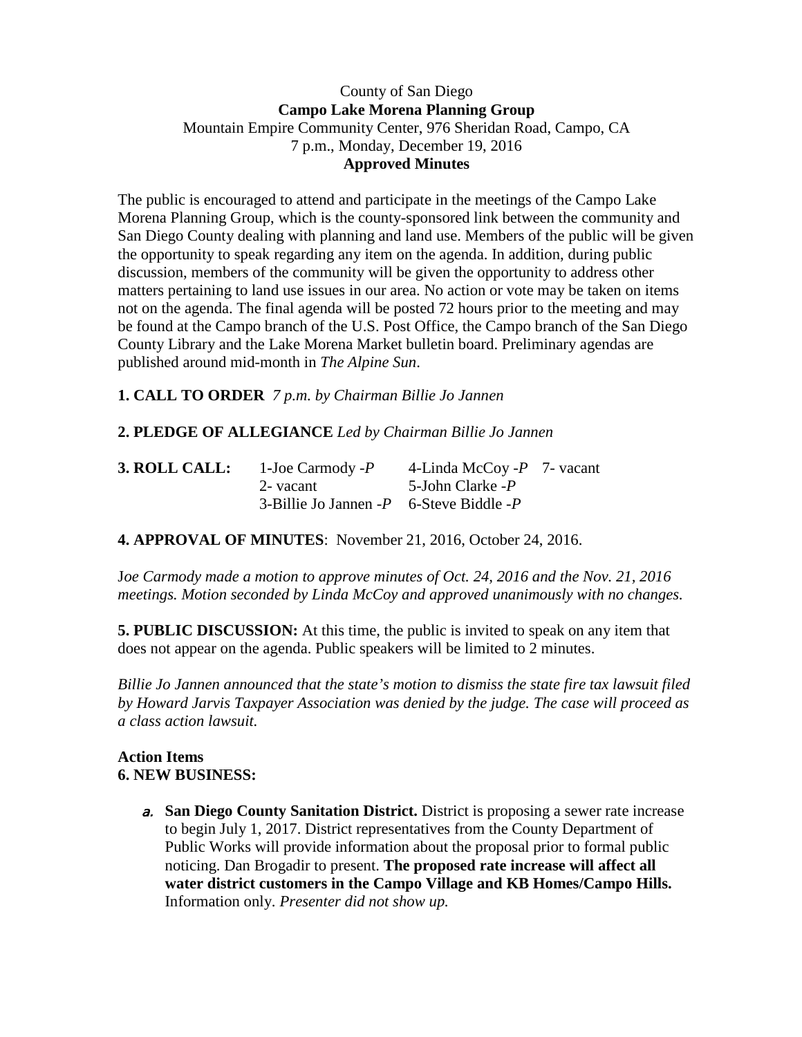County of San Diego
**Campo Lake Morena Planning Group**
Mountain Empire Community Center, 976 Sheridan Road, Campo, CA
7 p.m., Monday, December 19, 2016
**Approved Minutes**

The public is encouraged to attend and participate in the meetings of the Campo Lake Morena Planning Group, which is the county-sponsored link between the community and San Diego County dealing with planning and land use. Members of the public will be given the opportunity to speak regarding any item on the agenda. In addition, during public discussion, members of the community will be given the opportunity to address other matters pertaining to land use issues in our area. No action or vote may be taken on items not on the agenda. The final agenda will be posted 72 hours prior to the meeting and may be found at the Campo branch of the U.S. Post Office, the Campo branch of the San Diego County Library and the Lake Morena Market bulletin board. Preliminary agendas are published around mid-month in *The Alpine Sun*.

**1. CALL TO ORDER** *7 p.m. by Chairman Billie Jo Jannen*

**2. PLEDGE OF ALLEGIANCE** *Led by Chairman Billie Jo Jannen*

| **3. ROLL CALL:** | 1-Joe Carmody -*P* | 4-Linda McCoy -*P* | 7- vacant |
|---|---|---|---|
| | 2- vacant | 5-John Clarke -*P* | |
| | 3-Billie Jo Jannen -*P* | 6-Steve Biddle -*P* | |

**4. APPROVAL OF MINUTES**: November 21, 2016, October 24, 2016.

*Joe Carmody made a motion to approve minutes of Oct. 24, 2016 and the Nov. 21, 2016 meetings. Motion seconded by Linda McCoy and approved unanimously with no changes.*

**5. PUBLIC DISCUSSION:** At this time, the public is invited to speak on any item that does not appear on the agenda. Public speakers will be limited to 2 minutes.

*Billie Jo Jannen announced that the state's motion to dismiss the state fire tax lawsuit filed by Howard Jarvis Taxpayer Association was denied by the judge. The case will proceed as a class action lawsuit.*

**Action Items**
**6. NEW BUSINESS:**

a. **San Diego County Sanitation District.** District is proposing a sewer rate increase to begin July 1, 2017. District representatives from the County Department of Public Works will provide information about the proposal prior to formal public noticing. Dan Brogadir to present. **The proposed rate increase will affect all water district customers in the Campo Village and KB Homes/Campo Hills.** Information only. *Presenter did not show up.*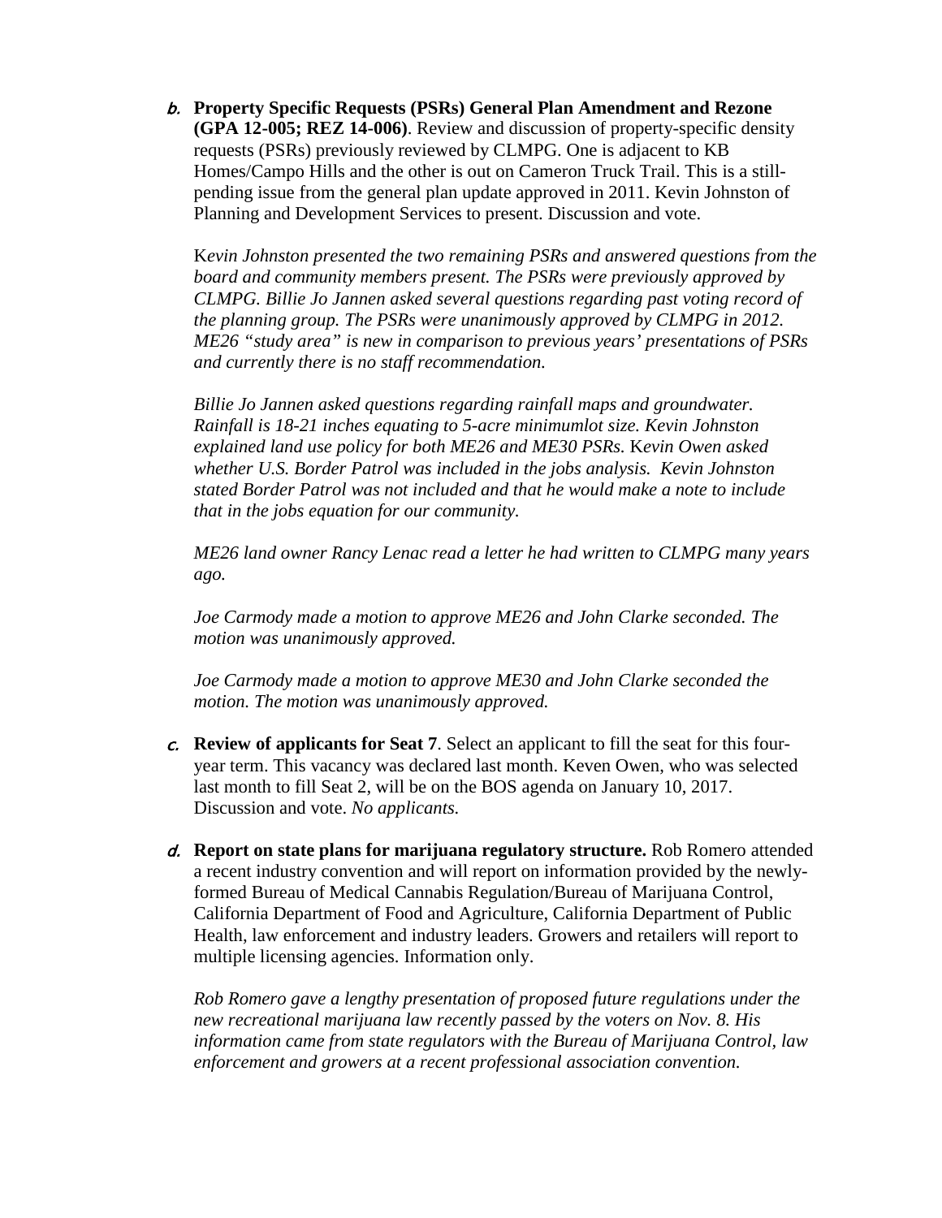*b.* **Property Specific Requests (PSRs) General Plan Amendment and Rezone (GPA 12-005; REZ 14-006)**. Review and discussion of property-specific density requests (PSRs) previously reviewed by CLMPG. One is adjacent to KB Homes/Campo Hills and the other is out on Cameron Truck Trail. This is a still-pending issue from the general plan update approved in 2011. Kevin Johnston of Planning and Development Services to present. Discussion and vote.

K*evin Johnston presented the two remaining PSRs and answered questions from the board and community members present. The PSRs were previously approved by CLMPG. Billie Jo Jannen asked several questions regarding past voting record of the planning group. The PSRs were unanimously approved by CLMPG in 2012. ME26 "study area" is new in comparison to previous years' presentations of PSRs and currently there is no staff recommendation.*

*Billie Jo Jannen asked questions regarding rainfall maps and groundwater. Rainfall is 18-21 inches equating to 5-acre minimumlot size. Kevin Johnston explained land use policy for both ME26 and ME30 PSRs.* K*evin Owen asked whether U.S. Border Patrol was included in the jobs analysis. Kevin Johnston stated Border Patrol was not included and that he would make a note to include that in the jobs equation for our community.*

*ME26 land owner Rancy Lenac read a letter he had written to CLMPG many years ago.*

*Joe Carmody made a motion to approve ME26 and John Clarke seconded. The motion was unanimously approved.*

*Joe Carmody made a motion to approve ME30 and John Clarke seconded the motion. The motion was unanimously approved.*

*c.* **Review of applicants for Seat 7**. Select an applicant to fill the seat for this four-year term. This vacancy was declared last month. Keven Owen, who was selected last month to fill Seat 2, will be on the BOS agenda on January 10, 2017. Discussion and vote. *No applicants.*

*d.* **Report on state plans for marijuana regulatory structure.** Rob Romero attended a recent industry convention and will report on information provided by the newly-formed Bureau of Medical Cannabis Regulation/Bureau of Marijuana Control, California Department of Food and Agriculture, California Department of Public Health, law enforcement and industry leaders. Growers and retailers will report to multiple licensing agencies. Information only.

*Rob Romero gave a lengthy presentation of proposed future regulations under the new recreational marijuana law recently passed by the voters on Nov. 8. His information came from state regulators with the Bureau of Marijuana Control, law enforcement and growers at a recent professional association convention.*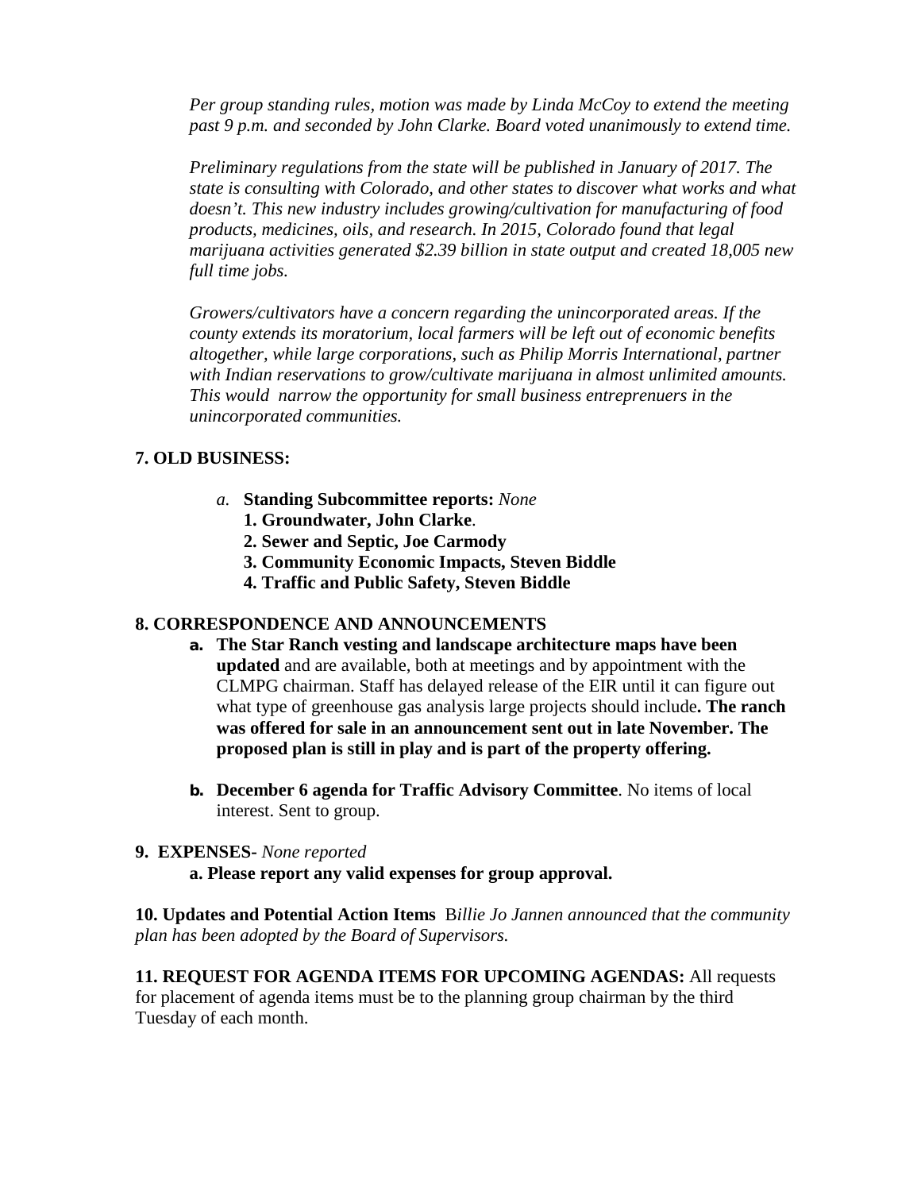*Per group standing rules, motion was made by Linda McCoy to extend the meeting past 9 p.m. and seconded by John Clarke. Board voted unanimously to extend time.*

*Preliminary regulations from the state will be published in January of 2017. The state is consulting with Colorado, and other states to discover what works and what doesn't. This new industry includes growing/cultivation for manufacturing of food products, medicines, oils, and research. In 2015, Colorado found that legal marijuana activities generated $2.39 billion in state output and created 18,005 new full time jobs.*

*Growers/cultivators have a concern regarding the unincorporated areas. If the county extends its moratorium, local farmers will be left out of economic benefits altogether, while large corporations, such as Philip Morris International, partner with Indian reservations to grow/cultivate marijuana in almost unlimited amounts. This would narrow the opportunity for small business entreprenuers in the unincorporated communities.*

**7. OLD BUSINESS:**

- *a.* **Standing Subcommittee reports:** *None*
  1. **Groundwater, John Clarke**.
  2. **Sewer and Septic, Joe Carmody**
  3. **Community Economic Impacts, Steven Biddle**
  4. **Traffic and Public Safety, Steven Biddle**

**8. CORRESPONDENCE AND ANNOUNCEMENTS**

- **a. The Star Ranch vesting and landscape architecture maps have been updated** and are available, both at meetings and by appointment with the CLMPG chairman. Staff has delayed release of the EIR until it can figure out what type of greenhouse gas analysis large projects should include**. The ranch was offered for sale in an announcement sent out in late November. The proposed plan is still in play and is part of the property offering.**

- **b. December 6 agenda for Traffic Advisory Committee**. No items of local interest. Sent to group.

**9. EXPENSES-** *None reported*

**a. Please report any valid expenses for group approval.**

**10. Updates and Potential Action Items** B*illie Jo Jannen announced that the community plan has been adopted by the Board of Supervisors.*

**11. REQUEST FOR AGENDA ITEMS FOR UPCOMING AGENDAS:** All requests for placement of agenda items must be to the planning group chairman by the third Tuesday of each month.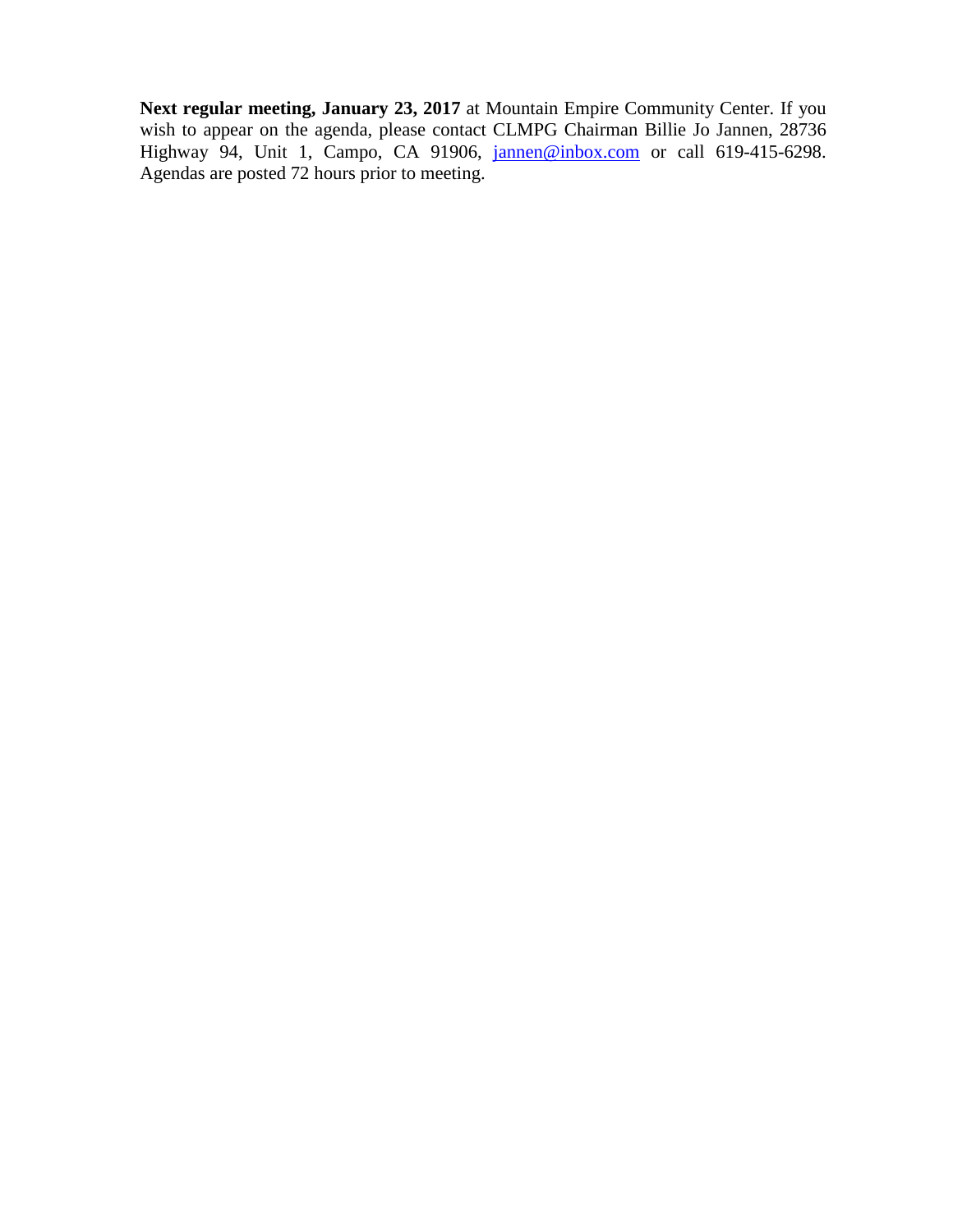**Next regular meeting, January 23, 2017** at Mountain Empire Community Center. If you wish to appear on the agenda, please contact CLMPG Chairman Billie Jo Jannen, 28736 Highway 94, Unit 1, Campo, CA 91906, jannen@inbox.com or call 619-415-6298. Agendas are posted 72 hours prior to meeting.